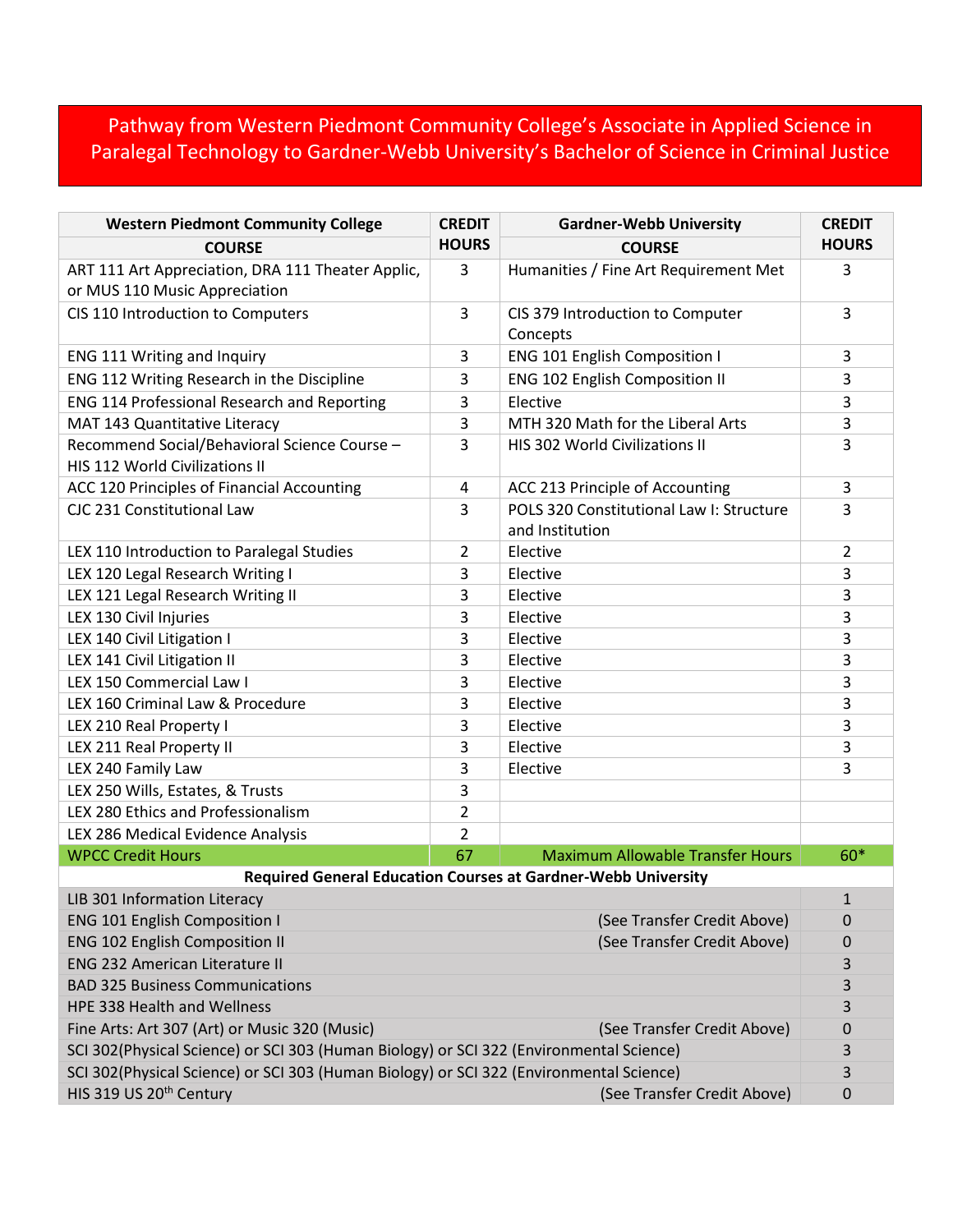# Pathway from Western Piedmont Community College's Associate in Applied Science in Paralegal Technology to Gardner-Webb University's Bachelor of Science in Criminal Justice

| Western Piedmont Community College COURSE | CREDIT HOURS | Gardner-Webb University COURSE | CREDIT HOURS |
|---|---|---|---|
| ART 111 Art Appreciation, DRA 111 Theater Applic, or MUS 110 Music Appreciation | 3 | Humanities / Fine Art Requirement Met | 3 |
| CIS 110 Introduction to Computers | 3 | CIS 379 Introduction to Computer Concepts | 3 |
| ENG 111 Writing and Inquiry | 3 | ENG 101 English Composition I | 3 |
| ENG 112 Writing Research in the Discipline | 3 | ENG 102 English Composition II | 3 |
| ENG 114 Professional Research and Reporting | 3 | Elective | 3 |
| MAT 143 Quantitative Literacy | 3 | MTH 320 Math for the Liberal Arts | 3 |
| Recommend Social/Behavioral Science Course – HIS 112 World Civilizations II | 3 | HIS 302 World Civilizations II | 3 |
| ACC 120 Principles of Financial Accounting | 4 | ACC 213 Principle of Accounting | 3 |
| CJC 231 Constitutional Law | 3 | POLS 320 Constitutional Law I: Structure and Institution | 3 |
| LEX 110 Introduction to Paralegal Studies | 2 | Elective | 2 |
| LEX 120 Legal Research Writing I | 3 | Elective | 3 |
| LEX 121 Legal Research Writing II | 3 | Elective | 3 |
| LEX 130 Civil Injuries | 3 | Elective | 3 |
| LEX 140 Civil Litigation I | 3 | Elective | 3 |
| LEX 141 Civil Litigation II | 3 | Elective | 3 |
| LEX 150 Commercial Law I | 3 | Elective | 3 |
| LEX 160 Criminal Law & Procedure | 3 | Elective | 3 |
| LEX 210 Real Property I | 3 | Elective | 3 |
| LEX 211 Real Property II | 3 | Elective | 3 |
| LEX 240 Family Law | 3 | Elective | 3 |
| LEX 250 Wills, Estates, & Trusts | 3 | | |
| LEX 280 Ethics and Professionalism | 2 | | |
| LEX 286 Medical Evidence Analysis | 2 | | |
| WPCC Credit Hours | 67 | Maximum Allowable Transfer Hours | 60* |

| Required General Education Courses at Gardner-Webb University | | |
|---|---|---|
| LIB 301 Information Literacy | | 1 |
| ENG 101 English Composition I | (See Transfer Credit Above) | 0 |
| ENG 102 English Composition II | (See Transfer Credit Above) | 0 |
| ENG 232 American Literature II | | 3 |
| BAD 325 Business Communications | | 3 |
| HPE 338 Health and Wellness | | 3 |
| Fine Arts: Art 307 (Art) or Music 320 (Music) | (See Transfer Credit Above) | 0 |
| SCI 302(Physical Science) or SCI 303 (Human Biology) or SCI 322 (Environmental Science) | | 3 |
| SCI 302(Physical Science) or SCI 303 (Human Biology) or SCI 322 (Environmental Science) | | 3 |
| HIS 319 US 20th Century | (See Transfer Credit Above) | 0 |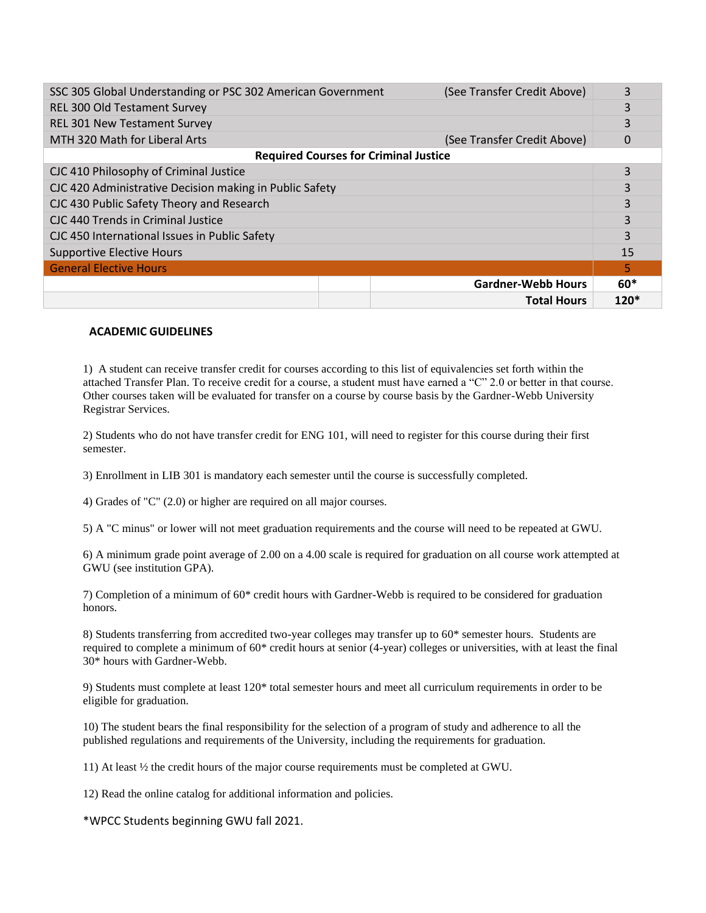| | | |
|---|---|---|
| SSC 305 Global Understanding or PSC 302 American Government | (See Transfer Credit Above) | 3 |
| REL 300 Old Testament Survey | | 3 |
| REL 301 New Testament Survey | | 3 |
| MTH 320 Math for Liberal Arts | (See Transfer Credit Above) | 0 |
| **Required Courses for Criminal Justice** | | |
| CJC 410 Philosophy of Criminal Justice | | 3 |
| CJC 420 Administrative Decision making in Public Safety | | 3 |
| CJC 430 Public Safety Theory and Research | | 3 |
| CJC 440 Trends in Criminal Justice | | 3 |
| CJC 450 International Issues in Public Safety | | 3 |
| Supportive Elective Hours | | 15 |
| General Elective Hours | | 5 |
| | **Gardner-Webb Hours** | **60*** |
| | **Total Hours** | **120*** |

**ACADEMIC GUIDELINES**

1) A student can receive transfer credit for courses according to this list of equivalencies set forth within the attached Transfer Plan. To receive credit for a course, a student must have earned a "C" 2.0 or better in that course. Other courses taken will be evaluated for transfer on a course by course basis by the Gardner-Webb University Registrar Services.

2) Students who do not have transfer credit for ENG 101, will need to register for this course during their first semester.

3) Enrollment in LIB 301 is mandatory each semester until the course is successfully completed.

4) Grades of "C" (2.0) or higher are required on all major courses.

5) A "C minus" or lower will not meet graduation requirements and the course will need to be repeated at GWU.

6) A minimum grade point average of 2.00 on a 4.00 scale is required for graduation on all course work attempted at GWU (see institution GPA).

7) Completion of a minimum of 60* credit hours with Gardner-Webb is required to be considered for graduation honors.

8) Students transferring from accredited two-year colleges may transfer up to 60* semester hours. Students are required to complete a minimum of 60* credit hours at senior (4-year) colleges or universities, with at least the final 30* hours with Gardner-Webb.

9) Students must complete at least 120* total semester hours and meet all curriculum requirements in order to be eligible for graduation.

10) The student bears the final responsibility for the selection of a program of study and adherence to all the published regulations and requirements of the University, including the requirements for graduation.

11) At least ½ the credit hours of the major course requirements must be completed at GWU.

12) Read the online catalog for additional information and policies.

*WPCC Students beginning GWU fall 2021.